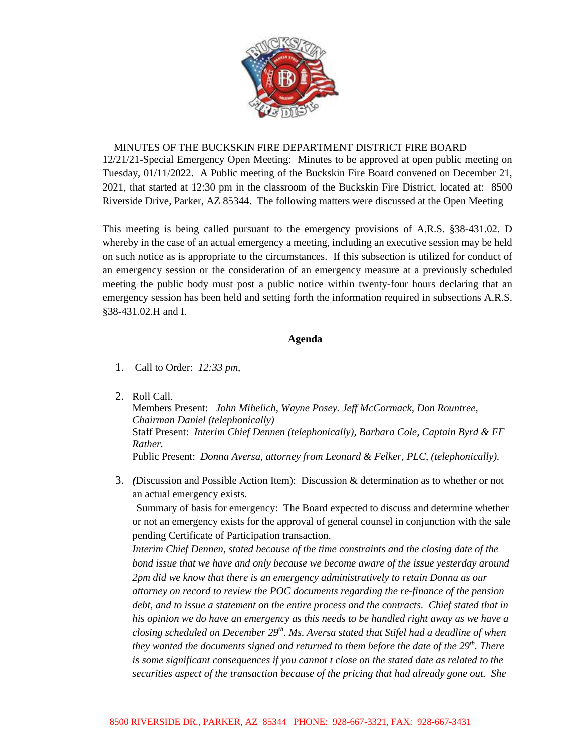MINUTES OF THE BUCKSKIN FIRE DEPARTMENT DISTRICT FIRE BOARD

12/21/21-Special Emergency Open Meeting: Minutes to be approved at open public meeting on Tuesday, 01/11/2022. A Public meeting of the Buckskin Fire Board convened on December 21, 2021, that started at 12:30 pm in the classroom of the Buckskin Fire District, located at: 8500 Riverside Drive, Parker, AZ 85344. The following matters were discussed at the Open Meeting

This meeting is being called pursuant to the emergency provisions of A.R.S. §38-431.02. D whereby in the case of an actual emergency a meeting, including an executive session may be held on such notice as is appropriate to the circumstances. If this subsection is utilized for conduct of an emergency session or the consideration of an emergency measure at a previously scheduled meeting the public body must post a public notice within twenty-four hours declaring that an emergency session has been held and setting forth the information required in subsections A.R.S. §38-431.02.H and I.

**Agenda**

1. Call to Order: *12:33 pm,*

2. Roll Call.
   Members Present: *John Mihelich, Wayne Posey. Jeff McCormack, Don Rountree, Chairman Daniel (telephonically)*
   Staff Present: *Interim Chief Dennen (telephonically), Barbara Cole, Captain Byrd & FF Rather.*
   Public Present: *Donna Aversa, attorney from Leonard & Felker, PLC, (telephonically).*

3. *(*Discussion and Possible Action Item): Discussion & determination as to whether or not an actual emergency exists.
   Summary of basis for emergency: The Board expected to discuss and determine whether or not an emergency exists for the approval of general counsel in conjunction with the sale pending Certificate of Participation transaction.
   *Interim Chief Dennen, stated because of the time constraints and the closing date of the bond issue that we have and only because we become aware of the issue yesterday around 2pm did we know that there is an emergency administratively to retain Donna as our attorney on record to review the POC documents regarding the re-finance of the pension debt, and to issue a statement on the entire process and the contracts. Chief stated that in his opinion we do have an emergency as this needs to be handled right away as we have a closing scheduled on December 29th. Ms. Aversa stated that Stifel had a deadline of when they wanted the documents signed and returned to them before the date of the 29th. There is some significant consequences if you cannot t close on the stated date as related to the securities aspect of the transaction because of the pricing that had already gone out. She*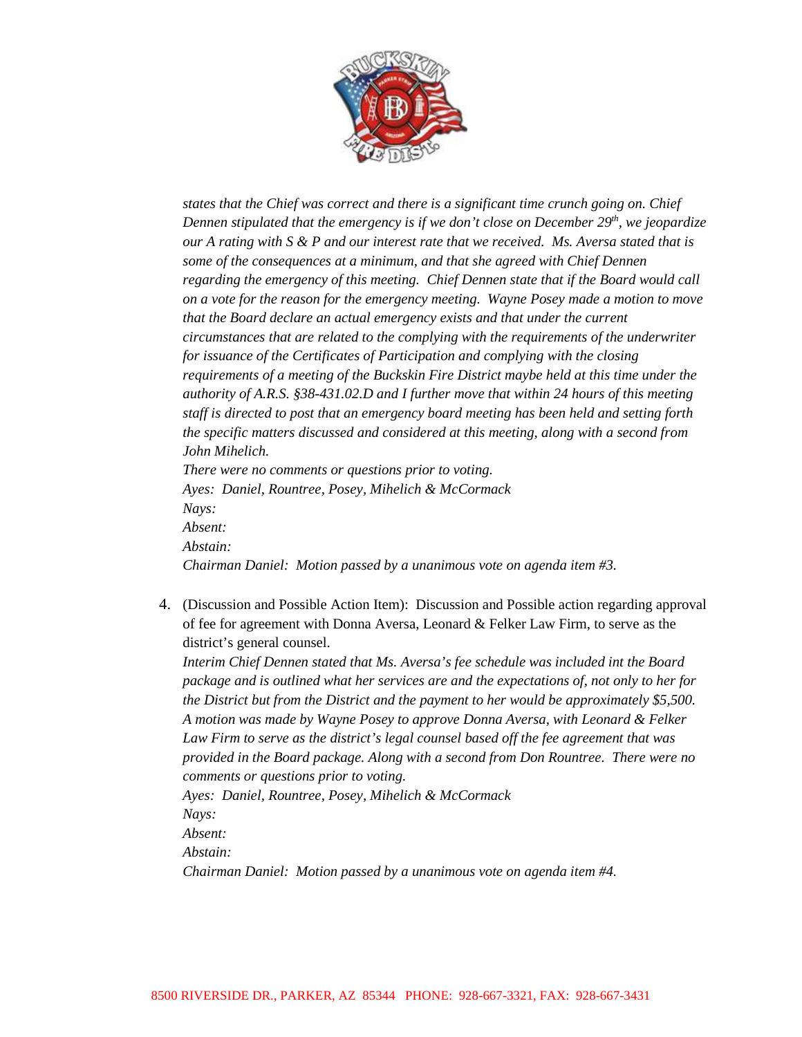*states that the Chief was correct and there is a significant time crunch going on. Chief Dennen stipulated that the emergency is if we don't close on December 29th, we jeopardize our A rating with S & P and our interest rate that we received. Ms. Aversa stated that is some of the consequences at a minimum, and that she agreed with Chief Dennen regarding the emergency of this meeting. Chief Dennen state that if the Board would call on a vote for the reason for the emergency meeting. Wayne Posey made a motion to move that the Board declare an actual emergency exists and that under the current circumstances that are related to the complying with the requirements of the underwriter for issuance of the Certificates of Participation and complying with the closing requirements of a meeting of the Buckskin Fire District maybe held at this time under the authority of A.R.S. §38-431.02.D and I further move that within 24 hours of this meeting staff is directed to post that an emergency board meeting has been held and setting forth the specific matters discussed and considered at this meeting, along with a second from John Mihelich.*
*There were no comments or questions prior to voting.*
*Ayes: Daniel, Rountree, Posey, Mihelich & McCormack*
*Nays:*
*Absent:*
*Abstain:*
*Chairman Daniel: Motion passed by a unanimous vote on agenda item #3.*

4. (Discussion and Possible Action Item): Discussion and Possible action regarding approval of fee for agreement with Donna Aversa, Leonard & Felker Law Firm, to serve as the district's general counsel.
   *Interim Chief Dennen stated that Ms. Aversa's fee schedule was included int the Board package and is outlined what her services are and the expectations of, not only to her for the District but from the District and the payment to her would be approximately $5,500. A motion was made by Wayne Posey to approve Donna Aversa, with Leonard & Felker Law Firm to serve as the district's legal counsel based off the fee agreement that was provided in the Board package. Along with a second from Don Rountree. There were no comments or questions prior to voting.*
   *Ayes: Daniel, Rountree, Posey, Mihelich & McCormack*
   *Nays:*
   *Absent:*
   *Abstain:*
   *Chairman Daniel: Motion passed by a unanimous vote on agenda item #4.*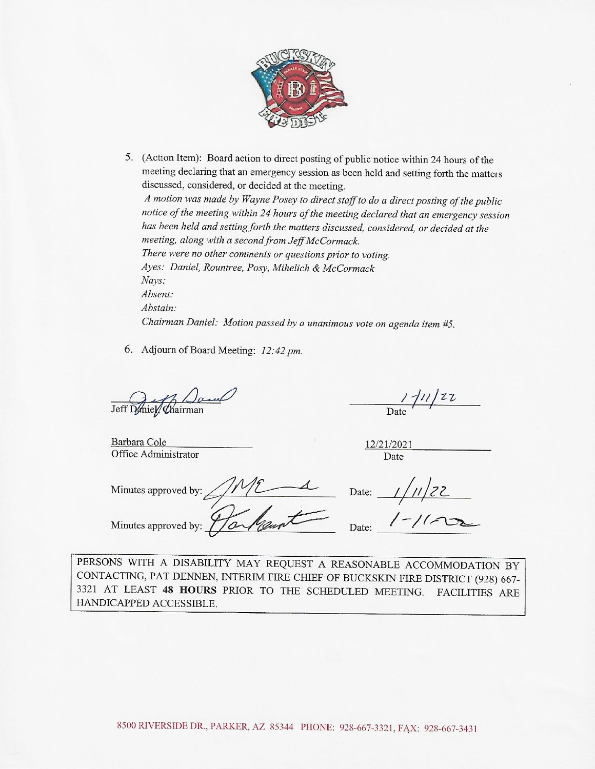5. (Action Item): Board action to direct posting of public notice within 24 hours of the meeting declaring that an emergency session as been held and setting forth the matters discussed, considered, or decided at the meeting.
   *A motion was made by Wayne Posey to direct staff to do a direct posting of the public notice of the meeting within 24 hours of the meeting declared that an emergency session has been held and setting forth the matters discussed, considered, or decided at the meeting, along with a second from Jeff McCormack.*
   *There were no other comments or questions prior to voting.*
   *Ayes: Daniel, Rountree, Posy, Mihelich & McCormack*
   *Nays:*
   *Absent:*
   *Abstain:*
   *Chairman Daniel: Motion passed by a unanimous vote on agenda item #5.*

6. Adjourn of Board Meeting: *12:42 pm.*

Jeff Daniel, Chairman — Date: 1/11/22

Barbara Cole, Office Administrator — Date: 12/21/2021

Minutes approved by: ______ Date: 1/11/22

Minutes approved by: ______ Date: 1-11-22

PERSONS WITH A DISABILITY MAY REQUEST A REASONABLE ACCOMMODATION BY CONTACTING, PAT DENNEN, INTERIM FIRE CHIEF OF BUCKSKIN FIRE DISTRICT (928) 667-3321 AT LEAST **48 HOURS** PRIOR TO THE SCHEDULED MEETING. FACILITIES ARE HANDICAPPED ACCESSIBLE.

8500 RIVERSIDE DR., PARKER, AZ 85344 PHONE: 928-667-3321, FAX: 928-667-3431